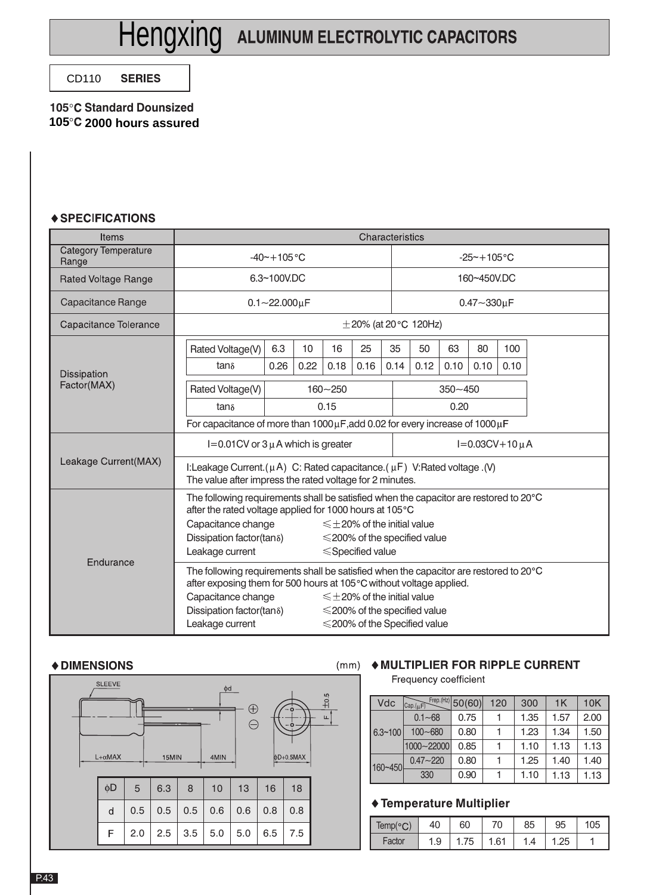# Hengxing ALUMINUM ELECTROLYTIC CAPACITORS

CD110 **SERIES**

**105°C Standard Dounsized**
**105°C 2000 hours assured**

## ♦ SPECIFICATIONS

| Items | Characteristics | |
|---|---|---|
| Category Temperature Range | -40~+105°C | -25~+105°C |
| Rated Voltage Range | 6.3~100V.DC | 160~450V.DC |
| Capacitance Range | 0.1~22.000μF | 0.47~330μF |
| Capacitance Tolerance | ±20% (at 20°C 120Hz) | |
| Dissipation Factor(MAX) | See tables below | |
| Leakage Current(MAX) | I=0.01CV or 3μA which is greater | I=0.03CV+10μA |
| | I:Leakage Current.(μA) C: Rated capacitance.(μF) V:Rated voltage .(V) The value after impress the rated voltage for 2 minutes. | |
| Endurance | See below | |

**Dissipation Factor(MAX)**

| Rated Voltage(V) | 6.3 | 10 | 16 | 25 | 35 | 50 | 63 | 80 | 100 |
|---|---|---|---|---|---|---|---|---|---|
| tanδ | 0.26 | 0.22 | 0.18 | 0.16 | 0.14 | 0.12 | 0.10 | 0.10 | 0.10 |

| Rated Voltage(V) | 160~250 | 350~450 |
|---|---|---|
| tanδ | 0.15 | 0.20 |

For capacitance of more than 1000μF,add 0.02 for every increase of 1000μF

**Endurance**

The following requirements shall be satisfied when the capacitor are restored to 20°C after the rated voltage applied for 1000 hours at 105°C

| | |
|---|---|
| Capacitance change | ≤±20% of the initial value |
| Dissipation factor(tanδ) | ≤200% of the specified value |
| Leakage current | ≤Specified value |

The following requirements shall be satisfied when the capacitor are restored to 20°C after exposing them for 500 hours at 105°C without voltage applied.

| | |
|---|---|
| Capacitance change | ≤±20% of the initial value |
| Dissipation factor(tanδ) | ≤200% of the specified value |
| Leakage current | ≤200% of the Specified value |

## ♦ DIMENSIONS

(mm)

SLEEVE, φd, L+αMAX, 15MIN, 4MIN, φD+0.5MAX, F±0.5

| φD | 5 | 6.3 | 8 | 10 | 13 | 16 | 18 |
|---|---|---|---|---|---|---|---|
| d | 0.5 | 0.5 | 0.5 | 0.6 | 0.6 | 0.8 | 0.8 |
| F | 2.0 | 2.5 | 3.5 | 5.0 | 5.0 | 6.5 | 7.5 |

## ♦ MULTIPLIER FOR RIPPLE CURRENT

Frequency coefficient

| Vdc | Cap.(μF) \ Frep.(Hz) | 50(60) | 120 | 300 | 1K | 10K |
|---|---|---|---|---|---|---|
| 6.3~100 | 0.1~68 | 0.75 | 1 | 1.35 | 1.57 | 2.00 |
| | 100~680 | 0.80 | 1 | 1.23 | 1.34 | 1.50 |
| | 1000~22000 | 0.85 | 1 | 1.10 | 1.13 | 1.13 |
| 160~450 | 0.47~220 | 0.80 | 1 | 1.25 | 1.40 | 1.40 |
| | 330 | 0.90 | 1 | 1.10 | 1.13 | 1.13 |

## ♦ Temperature Multiplier

| Temp(°C) | 40 | 60 | 70 | 85 | 95 | 105 |
|---|---|---|---|---|---|---|
| Factor | 1.9 | 1.75 | 1.61 | 1.4 | 1.25 | 1 |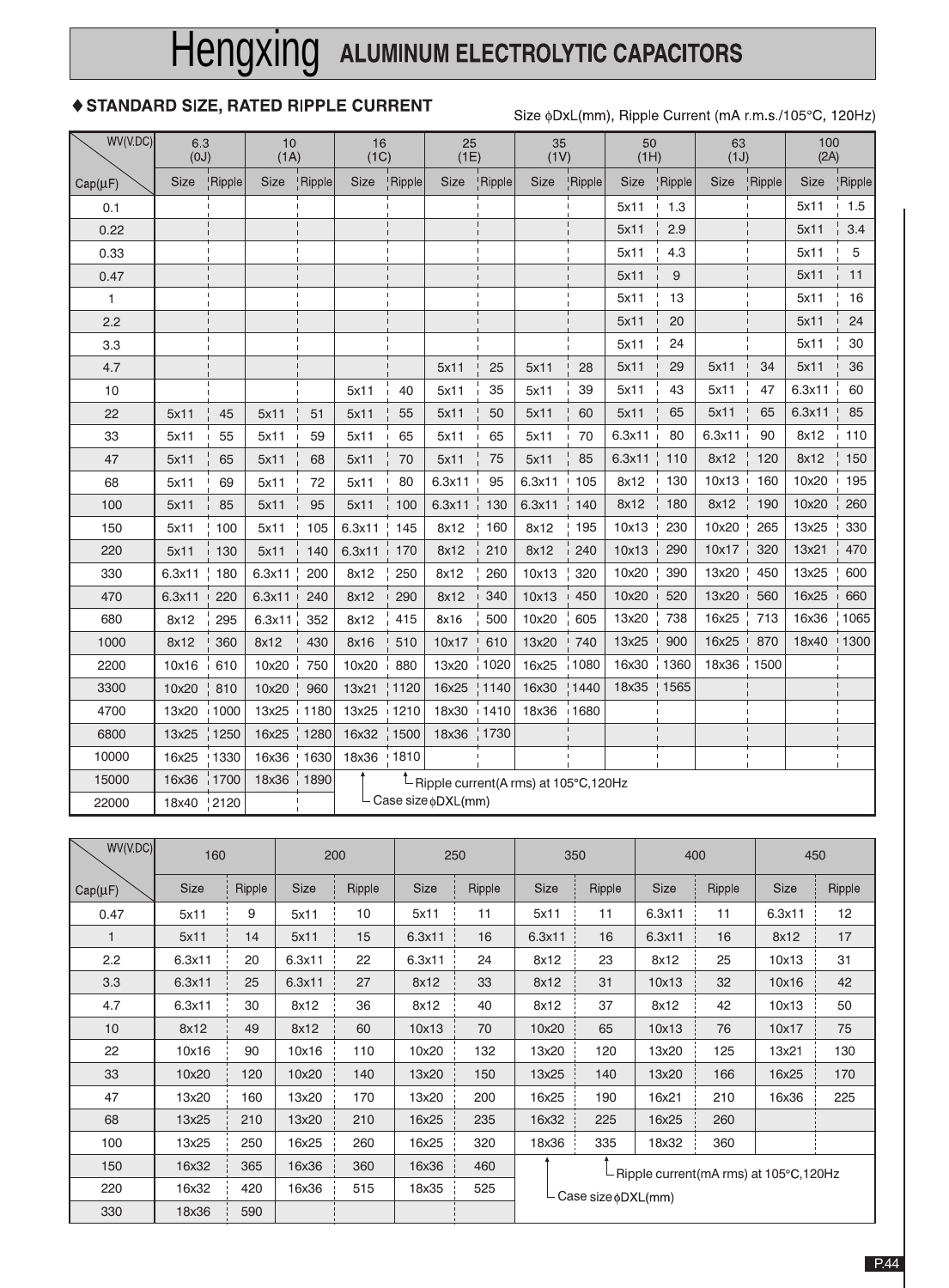# Hengxing ALUMINUM ELECTROLYTIC CAPACITORS

## ♦ STANDARD SIZE, RATED RIPPLE CURRENT

Size ϕDxL(mm), Ripple Current (mA r.m.s./105°C, 120Hz)

| WV(V.DC) / Cap(μF) | 6.3 (0J) | | 10 (1A) | | 16 (1C) | | 25 (1E) | | 35 (1V) | | 50 (1H) | | 63 (1J) | | 100 (2A) | |
|---|---|---|---|---|---|---|---|---|---|---|---|---|---|---|---|---|
| | Size | Ripple | Size | Ripple | Size | Ripple | Size | Ripple | Size | Ripple | Size | Ripple | Size | Ripple | Size | Ripple |
| 0.1 | | | | | | | | | | | 5x11 | 1.3 | | | 5x11 | 1.5 |
| 0.22 | | | | | | | | | | | 5x11 | 2.9 | | | 5x11 | 3.4 |
| 0.33 | | | | | | | | | | | 5x11 | 4.3 | | | 5x11 | 5 |
| 0.47 | | | | | | | | | | | 5x11 | 9 | | | 5x11 | 11 |
| 1 | | | | | | | | | | | 5x11 | 13 | | | 5x11 | 16 |
| 2.2 | | | | | | | | | | | 5x11 | 20 | | | 5x11 | 24 |
| 3.3 | | | | | | | | | | | 5x11 | 24 | | | 5x11 | 30 |
| 4.7 | | | | | | | 5x11 | 25 | 5x11 | 28 | 5x11 | 29 | 5x11 | 34 | 5x11 | 36 |
| 10 | | | | | 5x11 | 40 | 5x11 | 35 | 5x11 | 39 | 5x11 | 43 | 5x11 | 47 | 6.3x11 | 60 |
| 22 | 5x11 | 45 | 5x11 | 51 | 5x11 | 55 | 5x11 | 50 | 5x11 | 60 | 5x11 | 65 | 5x11 | 65 | 6.3x11 | 85 |
| 33 | 5x11 | 55 | 5x11 | 59 | 5x11 | 65 | 5x11 | 65 | 5x11 | 70 | 6.3x11 | 80 | 6.3x11 | 90 | 8x12 | 110 |
| 47 | 5x11 | 65 | 5x11 | 68 | 5x11 | 70 | 5x11 | 75 | 5x11 | 85 | 6.3x11 | 110 | 8x12 | 120 | 8x12 | 150 |
| 68 | 5x11 | 69 | 5x11 | 72 | 5x11 | 80 | 6.3x11 | 95 | 6.3x11 | 105 | 8x12 | 130 | 10x13 | 160 | 10x20 | 195 |
| 100 | 5x11 | 85 | 5x11 | 95 | 5x11 | 100 | 6.3x11 | 130 | 6.3x11 | 140 | 8x12 | 180 | 8x12 | 190 | 10x20 | 260 |
| 150 | 5x11 | 100 | 5x11 | 105 | 6.3x11 | 145 | 8x12 | 160 | 8x12 | 195 | 10x13 | 230 | 10x20 | 265 | 13x25 | 330 |
| 220 | 5x11 | 130 | 5x11 | 140 | 6.3x11 | 170 | 8x12 | 210 | 8x12 | 240 | 10x13 | 290 | 10x17 | 320 | 13x21 | 470 |
| 330 | 6.3x11 | 180 | 6.3x11 | 200 | 8x12 | 250 | 8x12 | 260 | 10x13 | 320 | 10x20 | 390 | 13x20 | 450 | 13x25 | 600 |
| 470 | 6.3x11 | 220 | 6.3x11 | 240 | 8x12 | 290 | 8x12 | 340 | 10x13 | 450 | 10x20 | 520 | 13x20 | 560 | 16x25 | 660 |
| 680 | 8x12 | 295 | 6.3x11 | 352 | 8x12 | 415 | 8x16 | 500 | 10x20 | 605 | 13x20 | 738 | 16x25 | 713 | 16x36 | 1065 |
| 1000 | 8x12 | 360 | 8x12 | 430 | 8x16 | 510 | 10x17 | 610 | 13x20 | 740 | 13x25 | 900 | 16x25 | 870 | 18x40 | 1300 |
| 2200 | 10x16 | 610 | 10x20 | 750 | 10x20 | 880 | 13x20 | 1020 | 16x25 | 1080 | 16x30 | 1360 | 18x36 | 1500 | | |
| 3300 | 10x20 | 810 | 10x20 | 960 | 13x21 | 1120 | 16x25 | 1140 | 16x30 | 1440 | 18x35 | 1565 | | | | |
| 4700 | 13x20 | 1000 | 13x25 | 1180 | 13x25 | 1210 | 18x30 | 1410 | 18x36 | 1680 | | | | | | |
| 6800 | 13x25 | 1250 | 16x25 | 1280 | 16x32 | 1500 | 18x36 | 1730 | | | | | | | | |
| 10000 | 16x25 | 1330 | 16x36 | 1630 | 18x36 | 1810 | | | | | | | | | | |
| 15000 | 16x36 | 1700 | 18x36 | 1890 | | | | | | | | | | | | |
| 22000 | 18x40 | 2120 | | | | | | | | | | | | | | |

Size: Case size ϕDXL(mm); Ripple: Ripple current(A rms) at 105°C,120Hz

| WV(V.DC) / Cap(μF) | 160 | | 200 | | 250 | | 350 | | 400 | | 450 | |
|---|---|---|---|---|---|---|---|---|---|---|---|---|
| | Size | Ripple | Size | Ripple | Size | Ripple | Size | Ripple | Size | Ripple | Size | Ripple |
| 0.47 | 5x11 | 9 | 5x11 | 10 | 5x11 | 11 | 5x11 | 11 | 6.3x11 | 11 | 6.3x11 | 12 |
| 1 | 5x11 | 14 | 5x11 | 15 | 6.3x11 | 16 | 6.3x11 | 16 | 6.3x11 | 16 | 8x12 | 17 |
| 2.2 | 6.3x11 | 20 | 6.3x11 | 22 | 6.3x11 | 24 | 8x12 | 23 | 8x12 | 25 | 10x13 | 31 |
| 3.3 | 6.3x11 | 25 | 6.3x11 | 27 | 8x12 | 33 | 8x12 | 31 | 10x13 | 32 | 10x16 | 42 |
| 4.7 | 6.3x11 | 30 | 8x12 | 36 | 8x12 | 40 | 8x12 | 37 | 8x12 | 42 | 10x13 | 50 |
| 10 | 8x12 | 49 | 8x12 | 60 | 10x13 | 70 | 10x20 | 65 | 10x13 | 76 | 10x17 | 75 |
| 22 | 10x16 | 90 | 10x16 | 110 | 10x20 | 132 | 13x20 | 120 | 13x20 | 125 | 13x21 | 130 |
| 33 | 10x20 | 120 | 10x20 | 140 | 13x20 | 150 | 13x25 | 140 | 13x20 | 166 | 16x25 | 170 |
| 47 | 13x20 | 160 | 13x20 | 170 | 13x20 | 200 | 16x25 | 190 | 16x21 | 210 | 16x36 | 225 |
| 68 | 13x25 | 210 | 13x20 | 210 | 16x25 | 235 | 16x32 | 225 | 16x25 | 260 | | |
| 100 | 13x25 | 250 | 16x25 | 260 | 16x25 | 320 | 18x36 | 335 | 18x32 | 360 | | |
| 150 | 16x32 | 365 | 16x36 | 360 | 16x36 | 460 | | | | | | |
| 220 | 16x32 | 420 | 16x36 | 515 | 18x35 | 525 | | | | | | |
| 330 | 18x36 | 590 | | | | | | | | | | |

Size: Case size ϕDXL(mm); Ripple: Ripple current(mA rms) at 105°C,120Hz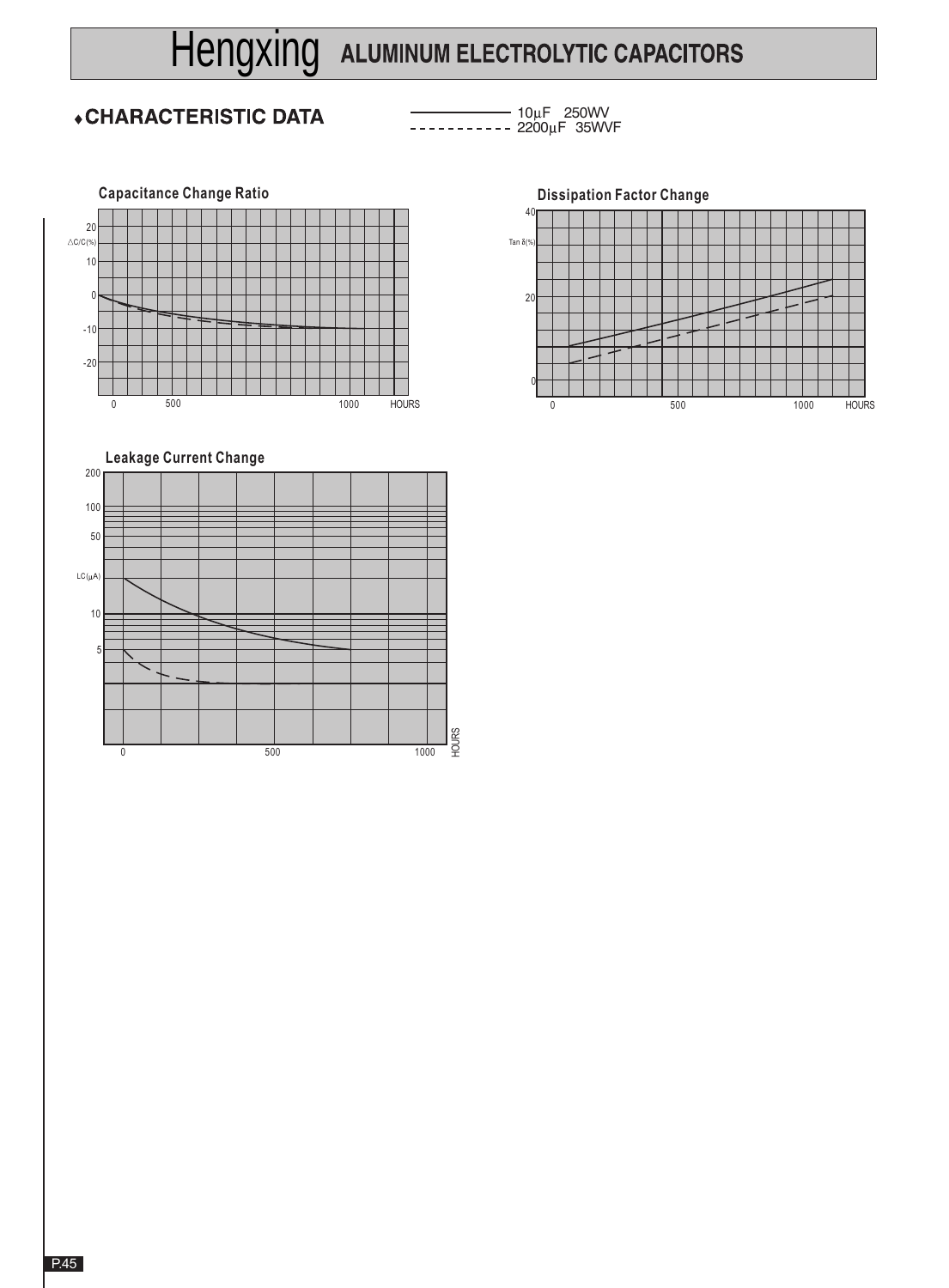# Hengxing ALUMINUM ELECTROLYTIC CAPACITORS

## ♦CHARACTERISTIC DATA

——— 10μF 250WV
- - - - - 2200μF 35WVF

### Capacitance Change Ratio

20
△C/C(%)
10
0
-10
-20
0
500
1000
HOURS

### Dissipation Factor Change

40
Tan δ(%)
20
0
0
500
1000
HOURS

### Leakage Current Change

200
100
50
LC(μA)
10
5
0
500
1000
HOURS